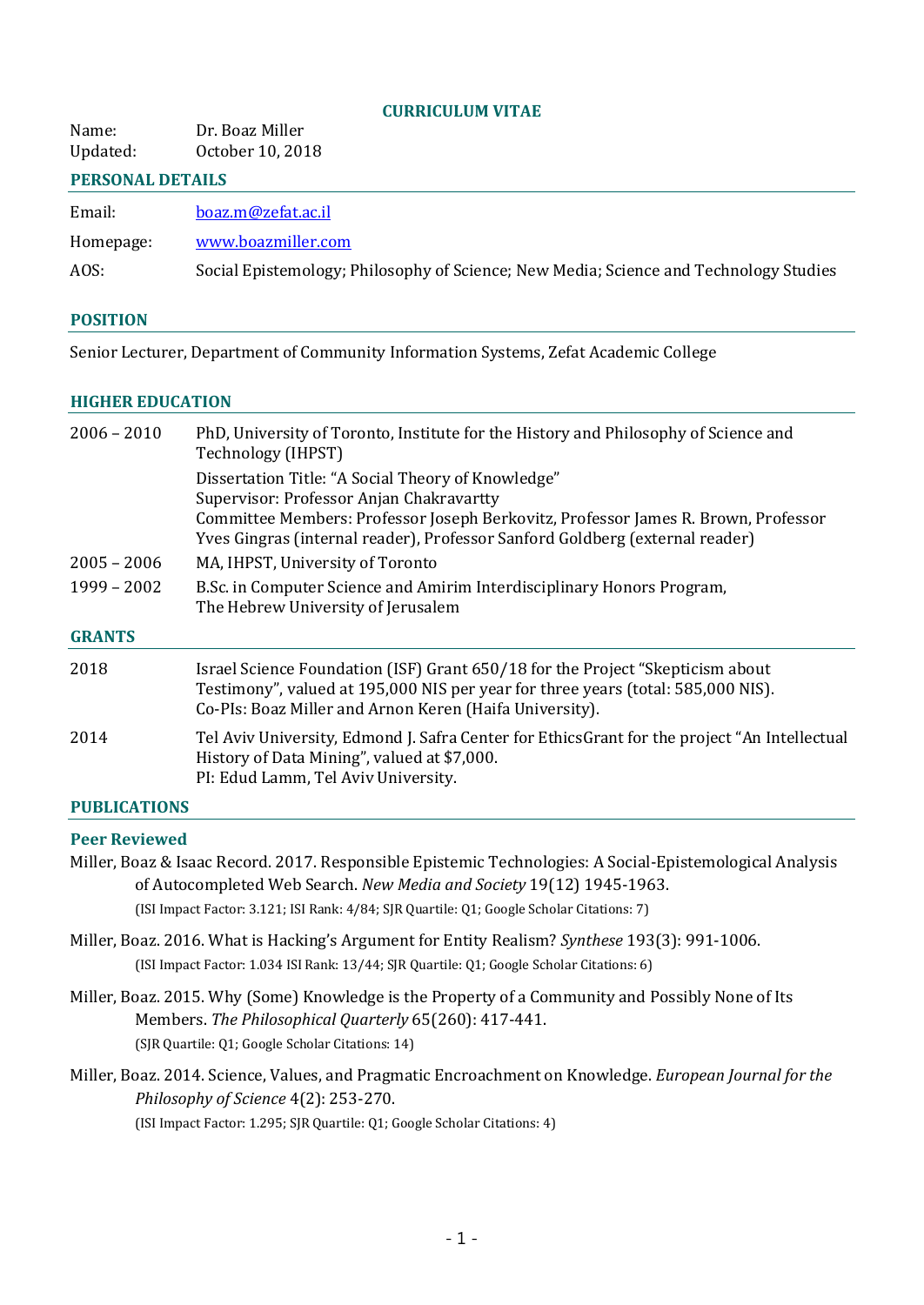# CURRICULUM VITAE

Name: Dr. Boaz Miller
Updated: October 10, 2018

## PERSONAL DETAILS

| | |
|---|---|
| Email: | boaz.m@zefat.ac.il |
| Homepage: | www.boazmiller.com |
| AOS: | Social Epistemology; Philosophy of Science; New Media; Science and Technology Studies |

## POSITION

Senior Lecturer, Department of Community Information Systems, Zefat Academic College

## HIGHER EDUCATION

| | |
|---|---|
| 2006 – 2010 | PhD, University of Toronto, Institute for the History and Philosophy of Science and Technology (IHPST)<br>Dissertation Title: "A Social Theory of Knowledge"<br>Supervisor: Professor Anjan Chakravartty<br>Committee Members: Professor Joseph Berkovitz, Professor James R. Brown, Professor Yves Gingras (internal reader), Professor Sanford Goldberg (external reader) |
| 2005 – 2006 | MA, IHPST, University of Toronto |
| 1999 – 2002 | B.Sc. in Computer Science and Amirim Interdisciplinary Honors Program, The Hebrew University of Jerusalem |

## GRANTS

| | |
|---|---|
| 2018 | Israel Science Foundation (ISF) Grant 650/18 for the Project "Skepticism about Testimony", valued at 195,000 NIS per year for three years (total: 585,000 NIS).<br>Co-PIs: Boaz Miller and Arnon Keren (Haifa University). |
| 2014 | Tel Aviv University, Edmond J. Safra Center for EthicsGrant for the project "An Intellectual History of Data Mining", valued at $7,000.<br>PI: Edud Lamm, Tel Aviv University. |

## PUBLICATIONS

### Peer Reviewed

Miller, Boaz & Isaac Record. 2017. Responsible Epistemic Technologies: A Social-Epistemological Analysis of Autocompleted Web Search. *New Media and Society* 19(12) 1945-1963.
(ISI Impact Factor: 3.121; ISI Rank: 4/84; SJR Quartile: Q1; Google Scholar Citations: 7)

Miller, Boaz. 2016. What is Hacking's Argument for Entity Realism? *Synthese* 193(3): 991-1006.
(ISI Impact Factor: 1.034 ISI Rank: 13/44; SJR Quartile: Q1; Google Scholar Citations: 6)

Miller, Boaz. 2015. Why (Some) Knowledge is the Property of a Community and Possibly None of Its Members. *The Philosophical Quarterly* 65(260): 417-441.
(SJR Quartile: Q1; Google Scholar Citations: 14)

Miller, Boaz. 2014. Science, Values, and Pragmatic Encroachment on Knowledge. *European Journal for the Philosophy of Science* 4(2): 253-270.
(ISI Impact Factor: 1.295; SJR Quartile: Q1; Google Scholar Citations: 4)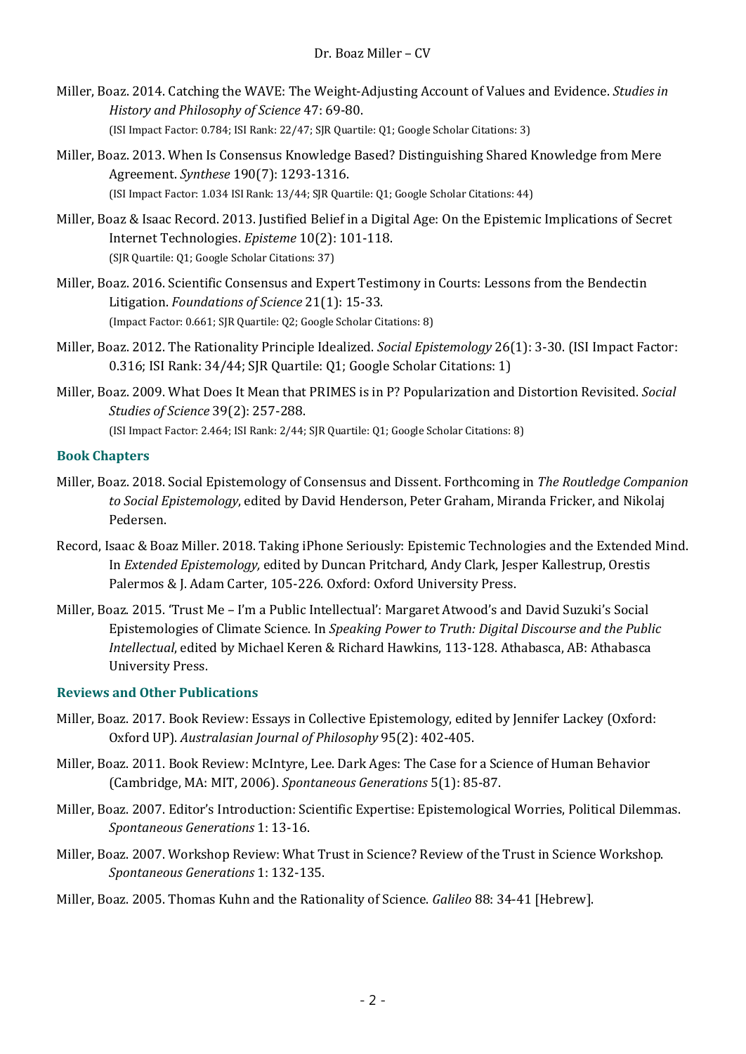Miller, Boaz. 2014. Catching the WAVE: The Weight-Adjusting Account of Values and Evidence. *Studies in History and Philosophy of Science* 47: 69-80.
(ISI Impact Factor: 0.784; ISI Rank: 22/47; SJR Quartile: Q1; Google Scholar Citations: 3)

Miller, Boaz. 2013. When Is Consensus Knowledge Based? Distinguishing Shared Knowledge from Mere Agreement. *Synthese* 190(7): 1293-1316.
(ISI Impact Factor: 1.034 ISI Rank: 13/44; SJR Quartile: Q1; Google Scholar Citations: 44)

Miller, Boaz & Isaac Record. 2013. Justified Belief in a Digital Age: On the Epistemic Implications of Secret Internet Technologies. *Episteme* 10(2): 101-118.
(SJR Quartile: Q1; Google Scholar Citations: 37)

Miller, Boaz. 2016. Scientific Consensus and Expert Testimony in Courts: Lessons from the Bendectin Litigation. *Foundations of Science* 21(1): 15-33.
(Impact Factor: 0.661; SJR Quartile: Q2; Google Scholar Citations: 8)

Miller, Boaz. 2012. The Rationality Principle Idealized. *Social Epistemology* 26(1): 3-30. (ISI Impact Factor: 0.316; ISI Rank: 34/44; SJR Quartile: Q1; Google Scholar Citations: 1)

Miller, Boaz. 2009. What Does It Mean that PRIMES is in P? Popularization and Distortion Revisited. *Social Studies of Science* 39(2): 257-288.
(ISI Impact Factor: 2.464; ISI Rank: 2/44; SJR Quartile: Q1; Google Scholar Citations: 8)

### Book Chapters

Miller, Boaz. 2018. Social Epistemology of Consensus and Dissent. Forthcoming in *The Routledge Companion to Social Epistemology*, edited by David Henderson, Peter Graham, Miranda Fricker, and Nikolaj Pedersen.

Record, Isaac & Boaz Miller. 2018. Taking iPhone Seriously: Epistemic Technologies and the Extended Mind. In *Extended Epistemology,* edited by Duncan Pritchard, Andy Clark, Jesper Kallestrup, Orestis Palermos & J. Adam Carter, 105-226. Oxford: Oxford University Press.

Miller, Boaz. 2015. 'Trust Me – I'm a Public Intellectual': Margaret Atwood's and David Suzuki's Social Epistemologies of Climate Science. In *Speaking Power to Truth: Digital Discourse and the Public Intellectual*, edited by Michael Keren & Richard Hawkins, 113-128. Athabasca, AB: Athabasca University Press.

### Reviews and Other Publications

Miller, Boaz. 2017. Book Review: Essays in Collective Epistemology, edited by Jennifer Lackey (Oxford: Oxford UP). *Australasian Journal of Philosophy* 95(2): 402-405.

Miller, Boaz. 2011. Book Review: McIntyre, Lee. Dark Ages: The Case for a Science of Human Behavior (Cambridge, MA: MIT, 2006). *Spontaneous Generations* 5(1): 85-87.

Miller, Boaz. 2007. Editor's Introduction: Scientific Expertise: Epistemological Worries, Political Dilemmas. *Spontaneous Generations* 1: 13-16.

Miller, Boaz. 2007. Workshop Review: What Trust in Science? Review of the Trust in Science Workshop. *Spontaneous Generations* 1: 132-135.

Miller, Boaz. 2005. Thomas Kuhn and the Rationality of Science. *Galileo* 88: 34-41 [Hebrew].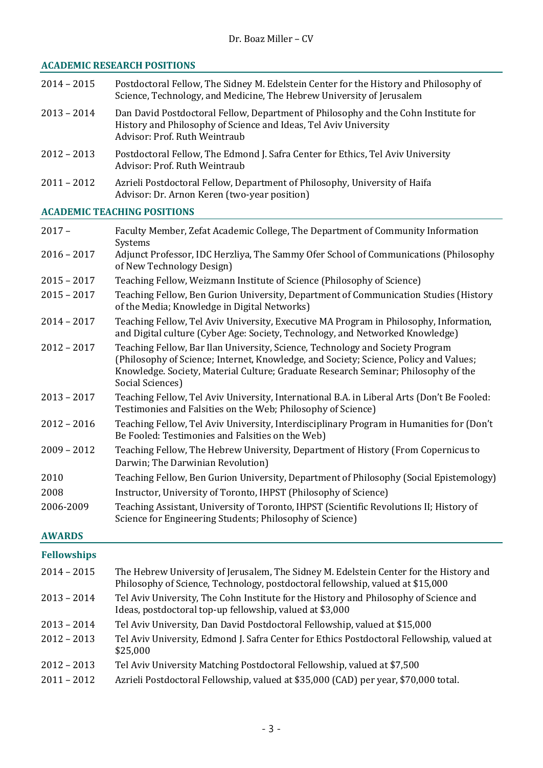## ACADEMIC RESEARCH POSITIONS

| | |
|---|---|
| 2014 – 2015 | Postdoctoral Fellow, The Sidney M. Edelstein Center for the History and Philosophy of Science, Technology, and Medicine, The Hebrew University of Jerusalem |
| 2013 – 2014 | Dan David Postdoctoral Fellow, Department of Philosophy and the Cohn Institute for History and Philosophy of Science and Ideas, Tel Aviv University<br>Advisor: Prof. Ruth Weintraub |
| 2012 – 2013 | Postdoctoral Fellow, The Edmond J. Safra Center for Ethics, Tel Aviv University<br>Advisor: Prof. Ruth Weintraub |
| 2011 – 2012 | Azrieli Postdoctoral Fellow, Department of Philosophy, University of Haifa<br>Advisor: Dr. Arnon Keren (two-year position) |

## ACADEMIC TEACHING POSITIONS

| | |
|---|---|
| 2017 – | Faculty Member, Zefat Academic College, The Department of Community Information Systems |
| 2016 – 2017 | Adjunct Professor, IDC Herzliya, The Sammy Ofer School of Communications (Philosophy of New Technology Design) |
| 2015 – 2017 | Teaching Fellow, Weizmann Institute of Science (Philosophy of Science) |
| 2015 – 2017 | Teaching Fellow, Ben Gurion University, Department of Communication Studies (History of the Media; Knowledge in Digital Networks) |
| 2014 – 2017 | Teaching Fellow, Tel Aviv University, Executive MA Program in Philosophy, Information, and Digital culture (Cyber Age: Society, Technology, and Networked Knowledge) |
| 2012 – 2017 | Teaching Fellow, Bar Ilan University, Science, Technology and Society Program (Philosophy of Science; Internet, Knowledge, and Society; Science, Policy and Values; Knowledge. Society, Material Culture; Graduate Research Seminar; Philosophy of the Social Sciences) |
| 2013 – 2017 | Teaching Fellow, Tel Aviv University, International B.A. in Liberal Arts (Don't Be Fooled: Testimonies and Falsities on the Web; Philosophy of Science) |
| 2012 – 2016 | Teaching Fellow, Tel Aviv University, Interdisciplinary Program in Humanities for (Don't Be Fooled: Testimonies and Falsities on the Web) |
| 2009 – 2012 | Teaching Fellow, The Hebrew University, Department of History (From Copernicus to Darwin; The Darwinian Revolution) |
| 2010 | Teaching Fellow, Ben Gurion University, Department of Philosophy (Social Epistemology) |
| 2008 | Instructor, University of Toronto, IHPST (Philosophy of Science) |
| 2006-2009 | Teaching Assistant, University of Toronto, IHPST (Scientific Revolutions II; History of Science for Engineering Students; Philosophy of Science) |

## AWARDS

### Fellowships

| | |
|---|---|
| 2014 – 2015 | The Hebrew University of Jerusalem, The Sidney M. Edelstein Center for the History and Philosophy of Science, Technology, postdoctoral fellowship, valued at $15,000 |
| 2013 – 2014 | Tel Aviv University, The Cohn Institute for the History and Philosophy of Science and Ideas, postdoctoral top-up fellowship, valued at $3,000 |
| 2013 – 2014 | Tel Aviv University, Dan David Postdoctoral Fellowship, valued at $15,000 |
| 2012 – 2013 | Tel Aviv University, Edmond J. Safra Center for Ethics Postdoctoral Fellowship, valued at $25,000 |
| 2012 – 2013 | Tel Aviv University Matching Postdoctoral Fellowship, valued at $7,500 |
| 2011 – 2012 | Azrieli Postdoctoral Fellowship, valued at $35,000 (CAD) per year, $70,000 total. |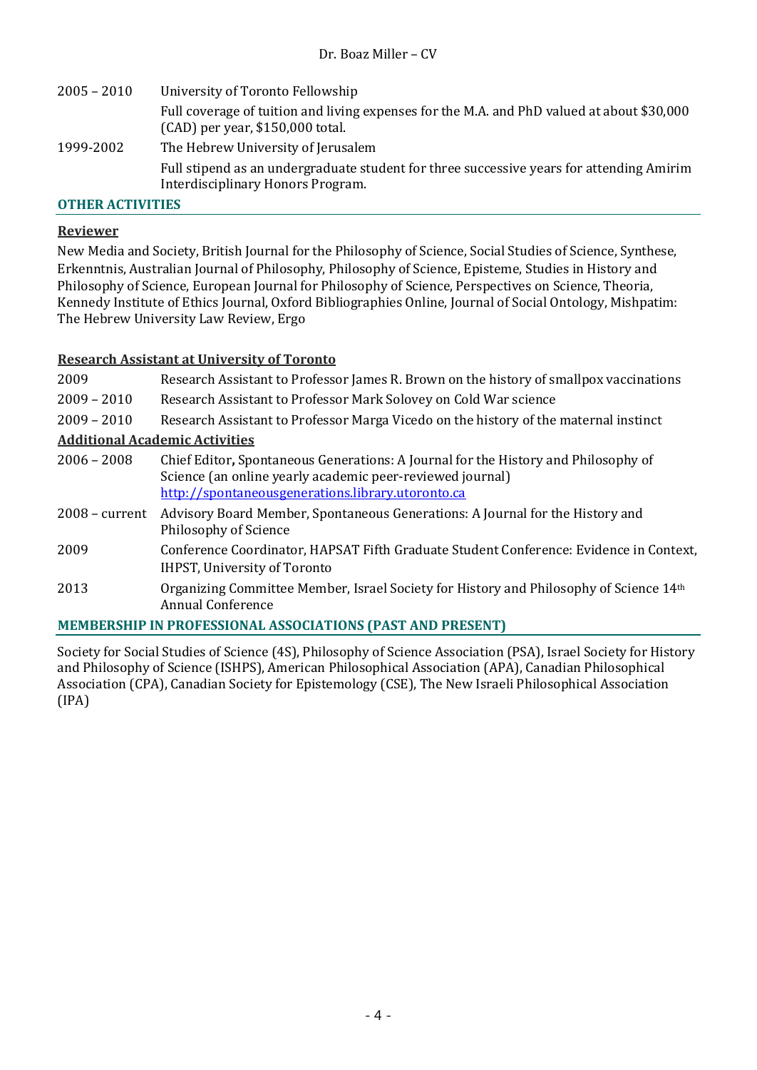| | |
|---|---|
| 2005 – 2010 | University of Toronto Fellowship |
| | Full coverage of tuition and living expenses for the M.A. and PhD valued at about $30,000 (CAD) per year, $150,000 total. |
| 1999-2002 | The Hebrew University of Jerusalem |
| | Full stipend as an undergraduate student for three successive years for attending Amirim Interdisciplinary Honors Program. |

## OTHER ACTIVITIES

### Reviewer

New Media and Society, British Journal for the Philosophy of Science, Social Studies of Science, Synthese, Erkenntnis, Australian Journal of Philosophy, Philosophy of Science, Episteme, Studies in History and Philosophy of Science, European Journal for Philosophy of Science, Perspectives on Science, Theoria, Kennedy Institute of Ethics Journal, Oxford Bibliographies Online, Journal of Social Ontology, Mishpatim: The Hebrew University Law Review, Ergo

### Research Assistant at University of Toronto

| | |
|---|---|
| 2009 | Research Assistant to Professor James R. Brown on the history of smallpox vaccinations |
| 2009 – 2010 | Research Assistant to Professor Mark Solovey on Cold War science |
| 2009 – 2010 | Research Assistant to Professor Marga Vicedo on the history of the maternal instinct |

### Additional Academic Activities

| | |
|---|---|
| 2006 – 2008 | Chief Editor**,** Spontaneous Generations: A Journal for the History and Philosophy of Science (an online yearly academic peer-reviewed journal) http://spontaneousgenerations.library.utoronto.ca |
| 2008 – current | Advisory Board Member, Spontaneous Generations: A Journal for the History and Philosophy of Science |
| 2009 | Conference Coordinator, HAPSAT Fifth Graduate Student Conference: Evidence in Context, IHPST, University of Toronto |
| 2013 | Organizing Committee Member, Israel Society for History and Philosophy of Science 14th Annual Conference |

## MEMBERSHIP IN PROFESSIONAL ASSOCIATIONS (PAST AND PRESENT)

Society for Social Studies of Science (4S), Philosophy of Science Association (PSA), Israel Society for History and Philosophy of Science (ISHPS), American Philosophical Association (APA), Canadian Philosophical Association (CPA), Canadian Society for Epistemology (CSE), The New Israeli Philosophical Association (IPA)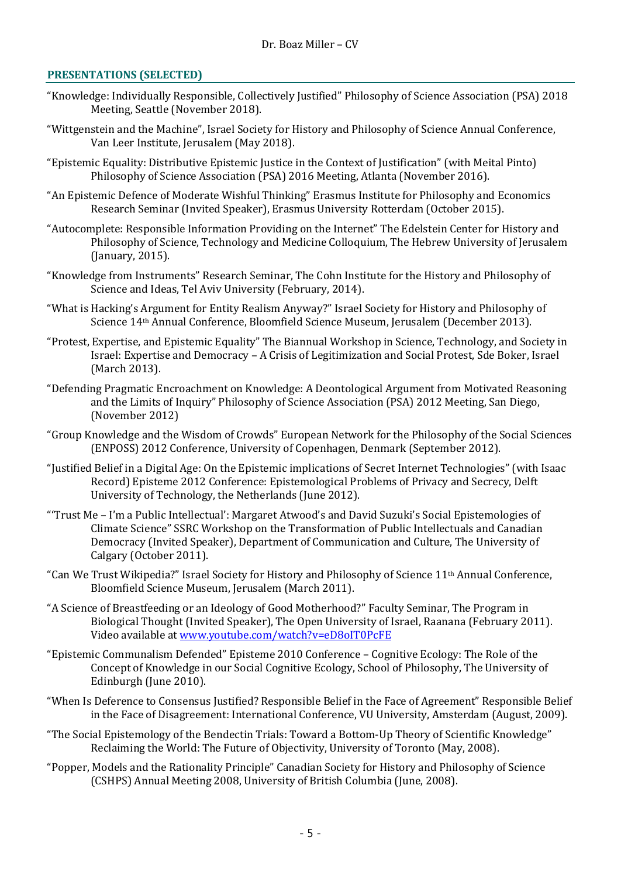## PRESENTATIONS (SELECTED)

"Knowledge: Individually Responsible, Collectively Justified" Philosophy of Science Association (PSA) 2018 Meeting, Seattle (November 2018).

"Wittgenstein and the Machine", Israel Society for History and Philosophy of Science Annual Conference, Van Leer Institute, Jerusalem (May 2018).

"Epistemic Equality: Distributive Epistemic Justice in the Context of Justification" (with Meital Pinto) Philosophy of Science Association (PSA) 2016 Meeting, Atlanta (November 2016).

"An Epistemic Defence of Moderate Wishful Thinking" Erasmus Institute for Philosophy and Economics Research Seminar (Invited Speaker), Erasmus University Rotterdam (October 2015).

"Autocomplete: Responsible Information Providing on the Internet" The Edelstein Center for History and Philosophy of Science, Technology and Medicine Colloquium, The Hebrew University of Jerusalem (January, 2015).

"Knowledge from Instruments" Research Seminar, The Cohn Institute for the History and Philosophy of Science and Ideas, Tel Aviv University (February, 2014).

"What is Hacking's Argument for Entity Realism Anyway?" Israel Society for History and Philosophy of Science 14th Annual Conference, Bloomfield Science Museum, Jerusalem (December 2013).

"Protest, Expertise, and Epistemic Equality" The Biannual Workshop in Science, Technology, and Society in Israel: Expertise and Democracy – A Crisis of Legitimization and Social Protest, Sde Boker, Israel (March 2013).

"Defending Pragmatic Encroachment on Knowledge: A Deontological Argument from Motivated Reasoning and the Limits of Inquiry" Philosophy of Science Association (PSA) 2012 Meeting, San Diego, (November 2012)

"Group Knowledge and the Wisdom of Crowds" European Network for the Philosophy of the Social Sciences (ENPOSS) 2012 Conference, University of Copenhagen, Denmark (September 2012).

"Justified Belief in a Digital Age: On the Epistemic implications of Secret Internet Technologies" (with Isaac Record) Episteme 2012 Conference: Epistemological Problems of Privacy and Secrecy, Delft University of Technology, the Netherlands (June 2012).

"'Trust Me – I'm a Public Intellectual': Margaret Atwood's and David Suzuki's Social Epistemologies of Climate Science" SSRC Workshop on the Transformation of Public Intellectuals and Canadian Democracy (Invited Speaker), Department of Communication and Culture, The University of Calgary (October 2011).

"Can We Trust Wikipedia?" Israel Society for History and Philosophy of Science 11th Annual Conference, Bloomfield Science Museum, Jerusalem (March 2011).

"A Science of Breastfeeding or an Ideology of Good Motherhood?" Faculty Seminar, The Program in Biological Thought (Invited Speaker), The Open University of Israel, Raanana (February 2011). Video available at [www.youtube.com/watch?v=eD8oIT0PcFE](http://www.youtube.com/watch?v=eD8oIT0PcFE)

"Epistemic Communalism Defended" Episteme 2010 Conference – Cognitive Ecology: The Role of the Concept of Knowledge in our Social Cognitive Ecology, School of Philosophy, The University of Edinburgh (June 2010).

"When Is Deference to Consensus Justified? Responsible Belief in the Face of Agreement" Responsible Belief in the Face of Disagreement: International Conference, VU University, Amsterdam (August, 2009).

"The Social Epistemology of the Bendectin Trials: Toward a Bottom-Up Theory of Scientific Knowledge" Reclaiming the World: The Future of Objectivity, University of Toronto (May, 2008).

"Popper, Models and the Rationality Principle" Canadian Society for History and Philosophy of Science (CSHPS) Annual Meeting 2008, University of British Columbia (June, 2008).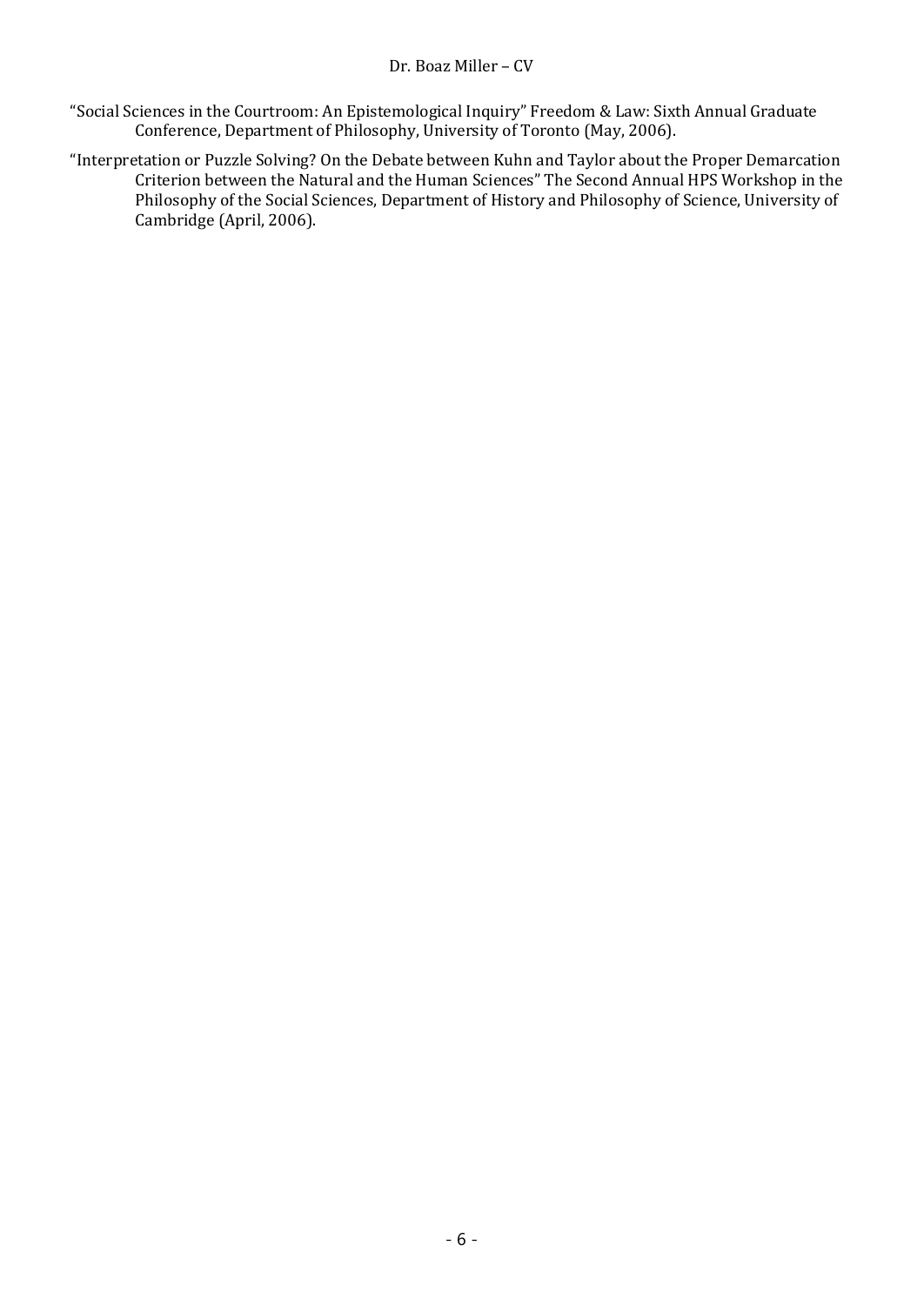"Social Sciences in the Courtroom: An Epistemological Inquiry" Freedom & Law: Sixth Annual Graduate Conference, Department of Philosophy, University of Toronto (May, 2006).

"Interpretation or Puzzle Solving? On the Debate between Kuhn and Taylor about the Proper Demarcation Criterion between the Natural and the Human Sciences" The Second Annual HPS Workshop in the Philosophy of the Social Sciences, Department of History and Philosophy of Science, University of Cambridge (April, 2006).